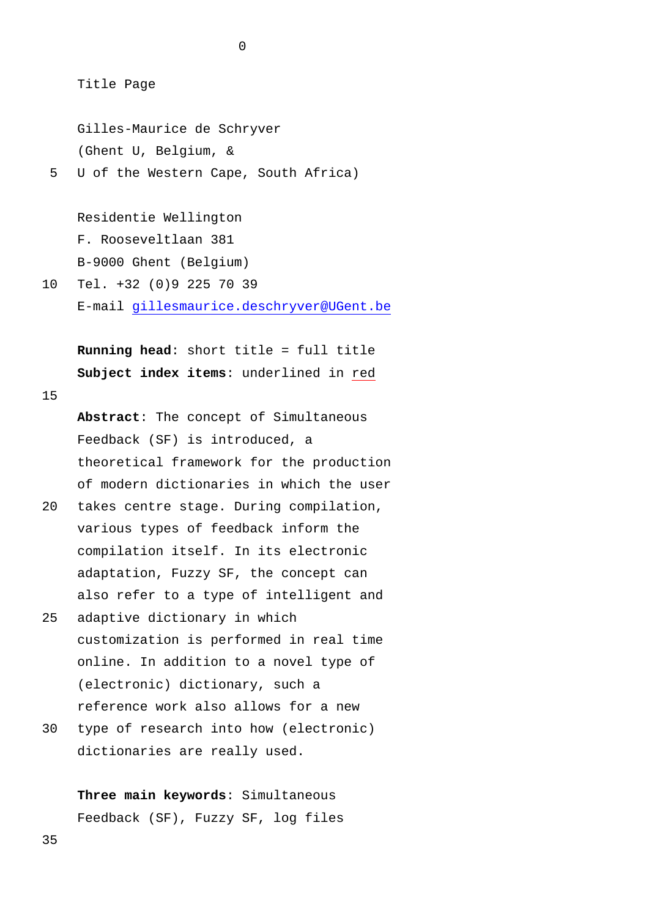Title Page

Gilles-Maurice de Schryver
(Ghent U, Belgium, &
U of the Western Cape, South Africa)

Residentie Wellington
F. Rooseveltlaan 381
B-9000 Ghent (Belgium)
Tel. +32 (0)9 225 70 39
E-mail gillesmaurice.deschryver@UGent.be

**Running head**: short title = full title
**Subject index items**: underlined in red

**Abstract**: The concept of Simultaneous Feedback (SF) is introduced, a theoretical framework for the production of modern dictionaries in which the user takes centre stage. During compilation, various types of feedback inform the compilation itself. In its electronic adaptation, Fuzzy SF, the concept can also refer to a type of intelligent and adaptive dictionary in which customization is performed in real time online. In addition to a novel type of (electronic) dictionary, such a reference work also allows for a new type of research into how (electronic) dictionaries are really used.

**Three main keywords**: Simultaneous Feedback (SF), Fuzzy SF, log files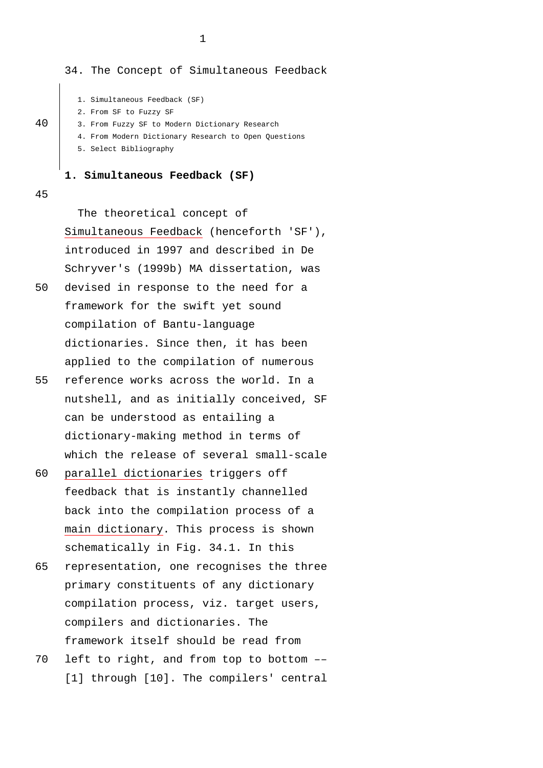# 34. The Concept of Simultaneous Feedback

1. Simultaneous Feedback (SF)
2. From SF to Fuzzy SF
3. From Fuzzy SF to Modern Dictionary Research
4. From Modern Dictionary Research to Open Questions
5. Select Bibliography

## 1. Simultaneous Feedback (SF)

The theoretical concept of Simultaneous Feedback (henceforth 'SF'), introduced in 1997 and described in De Schryver's (1999b) MA dissertation, was devised in response to the need for a framework for the swift yet sound compilation of Bantu-language dictionaries. Since then, it has been applied to the compilation of numerous reference works across the world. In a nutshell, and as initially conceived, SF can be understood as entailing a dictionary-making method in terms of which the release of several small-scale parallel dictionaries triggers off feedback that is instantly channelled back into the compilation process of a main dictionary. This process is shown schematically in Fig. 34.1. In this representation, one recognises the three primary constituents of any dictionary compilation process, viz. target users, compilers and dictionaries. The framework itself should be read from left to right, and from top to bottom –– [1] through [10]. The compilers' central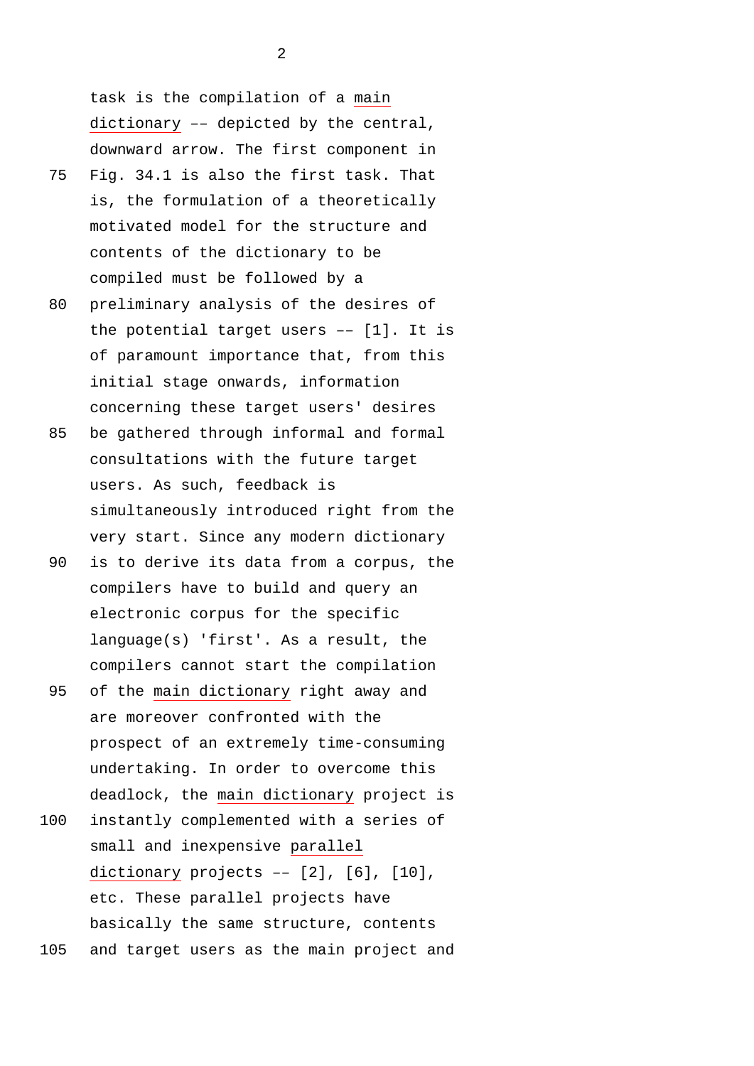task is the compilation of a main dictionary –– depicted by the central, downward arrow. The first component in Fig. 34.1 is also the first task. That is, the formulation of a theoretically motivated model for the structure and contents of the dictionary to be compiled must be followed by a preliminary analysis of the desires of the potential target users –– [1]. It is of paramount importance that, from this initial stage onwards, information concerning these target users' desires be gathered through informal and formal consultations with the future target users. As such, feedback is simultaneously introduced right from the very start. Since any modern dictionary is to derive its data from a corpus, the compilers have to build and query an electronic corpus for the specific language(s) 'first'. As a result, the compilers cannot start the compilation of the main dictionary right away and are moreover confronted with the prospect of an extremely time-consuming undertaking. In order to overcome this deadlock, the main dictionary project is instantly complemented with a series of small and inexpensive parallel dictionary projects –– [2], [6], [10], etc. These parallel projects have basically the same structure, contents and target users as the main project and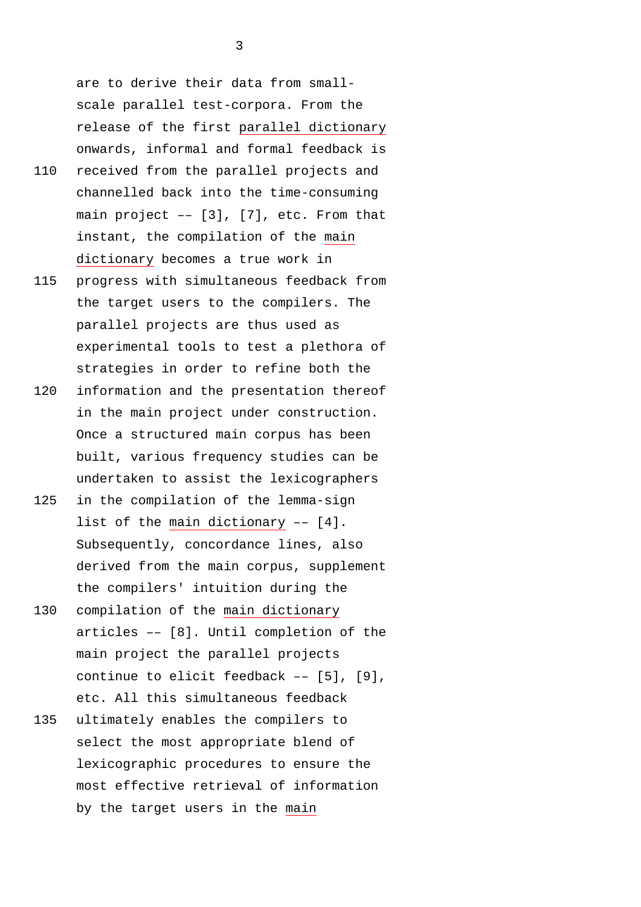are to derive their data from small-scale parallel test-corpora. From the release of the first parallel dictionary onwards, informal and formal feedback is received from the parallel projects and channelled back into the time-consuming main project –– [3], [7], etc. From that instant, the compilation of the main dictionary becomes a true work in progress with simultaneous feedback from the target users to the compilers. The parallel projects are thus used as experimental tools to test a plethora of strategies in order to refine both the information and the presentation thereof in the main project under construction. Once a structured main corpus has been built, various frequency studies can be undertaken to assist the lexicographers in the compilation of the lemma-sign list of the main dictionary –– [4]. Subsequently, concordance lines, also derived from the main corpus, supplement the compilers' intuition during the compilation of the main dictionary articles –– [8]. Until completion of the main project the parallel projects continue to elicit feedback –– [5], [9], etc. All this simultaneous feedback ultimately enables the compilers to select the most appropriate blend of lexicographic procedures to ensure the most effective retrieval of information by the target users in the main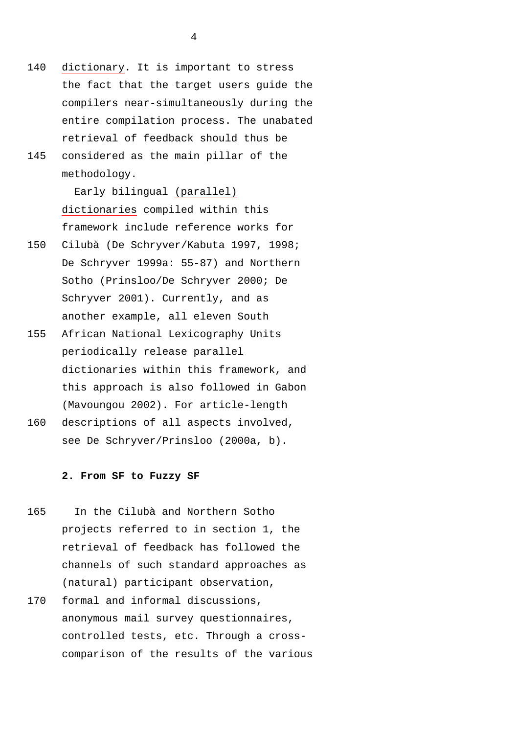dictionary. It is important to stress the fact that the target users guide the compilers near-simultaneously during the entire compilation process. The unabated retrieval of feedback should thus be considered as the main pillar of the methodology.

Early bilingual (parallel) dictionaries compiled within this framework include reference works for Cilubà (De Schryver/Kabuta 1997, 1998; De Schryver 1999a: 55-87) and Northern Sotho (Prinsloo/De Schryver 2000; De Schryver 2001). Currently, and as another example, all eleven South African National Lexicography Units periodically release parallel dictionaries within this framework, and this approach is also followed in Gabon (Mavoungou 2002). For article-length descriptions of all aspects involved, see De Schryver/Prinsloo (2000a, b).

## 2. From SF to Fuzzy SF

In the Cilubà and Northern Sotho projects referred to in section 1, the retrieval of feedback has followed the channels of such standard approaches as (natural) participant observation, formal and informal discussions, anonymous mail survey questionnaires, controlled tests, etc. Through a cross-comparison of the results of the various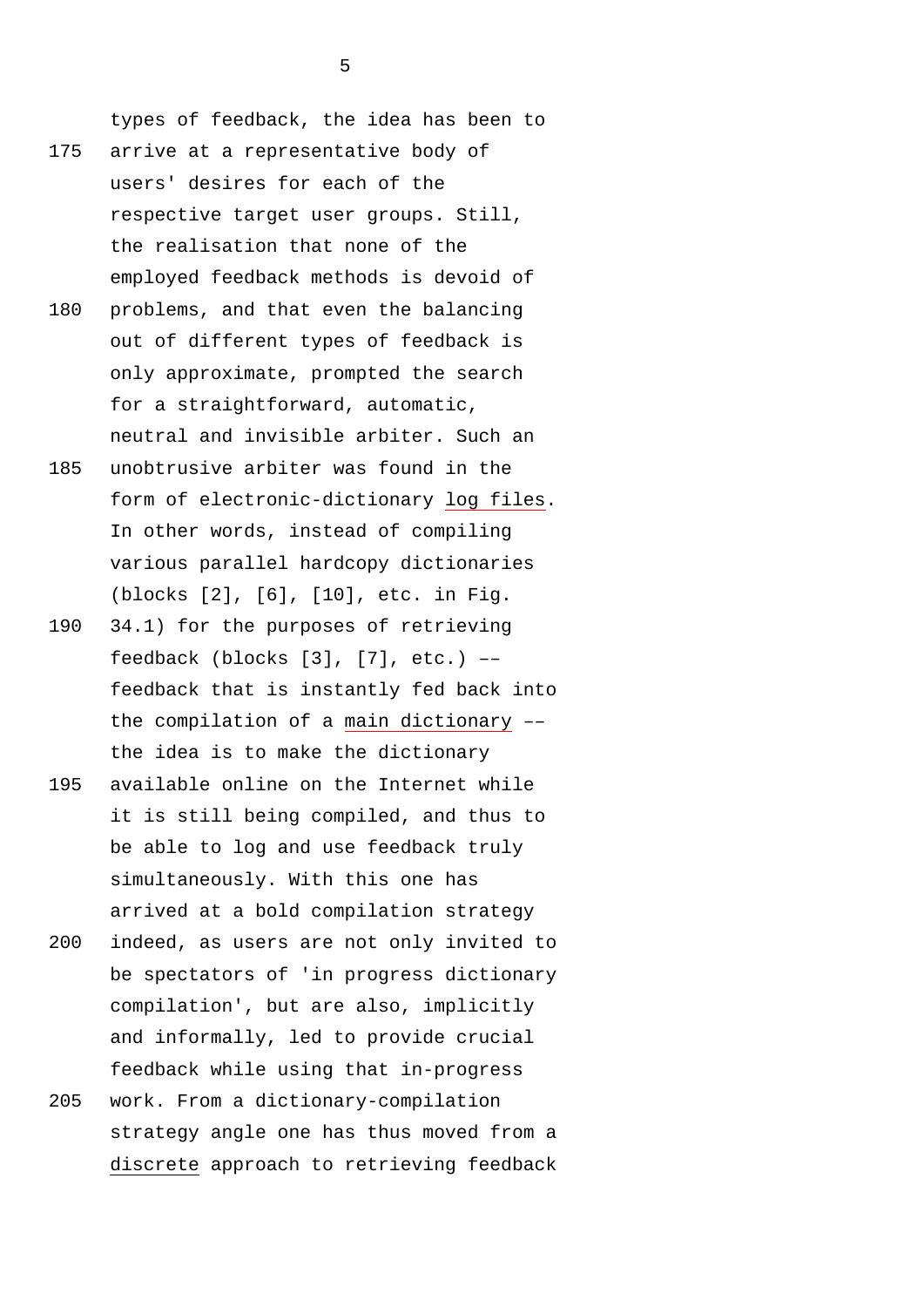types of feedback, the idea has been to arrive at a representative body of users' desires for each of the respective target user groups. Still, the realisation that none of the employed feedback methods is devoid of problems, and that even the balancing out of different types of feedback is only approximate, prompted the search for a straightforward, automatic, neutral and invisible arbiter. Such an unobtrusive arbiter was found in the form of electronic-dictionary log files. In other words, instead of compiling various parallel hardcopy dictionaries (blocks [2], [6], [10], etc. in Fig. 34.1) for the purposes of retrieving feedback (blocks [3], [7], etc.) –– feedback that is instantly fed back into the compilation of a main dictionary –– the idea is to make the dictionary available online on the Internet while it is still being compiled, and thus to be able to log and use feedback truly simultaneously. With this one has arrived at a bold compilation strategy indeed, as users are not only invited to be spectators of 'in progress dictionary compilation', but are also, implicitly and informally, led to provide crucial feedback while using that in-progress work. From a dictionary-compilation strategy angle one has thus moved from a discrete approach to retrieving feedback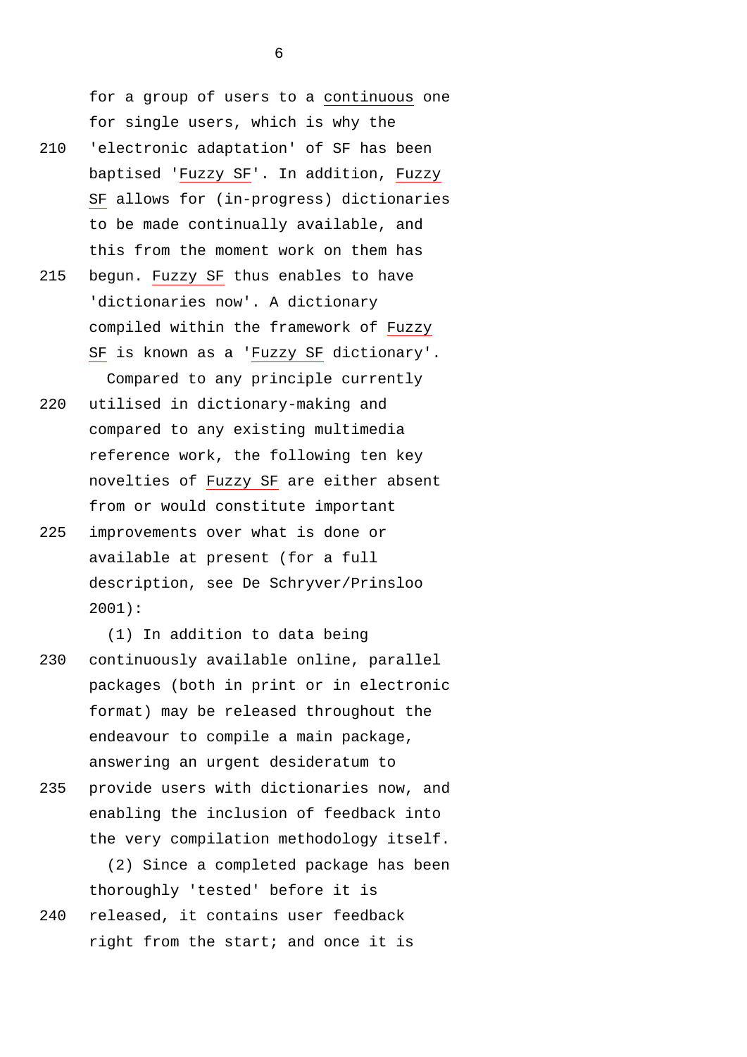for a group of users to a continuous one for single users, which is why the 'electronic adaptation' of SF has been baptised 'Fuzzy SF'. In addition, Fuzzy SF allows for (in-progress) dictionaries to be made continually available, and this from the moment work on them has begun. Fuzzy SF thus enables to have 'dictionaries now'. A dictionary compiled within the framework of Fuzzy SF is known as a 'Fuzzy SF dictionary'.

Compared to any principle currently utilised in dictionary-making and compared to any existing multimedia reference work, the following ten key novelties of Fuzzy SF are either absent from or would constitute important improvements over what is done or available at present (for a full description, see De Schryver/Prinsloo 2001):

(1) In addition to data being continuously available online, parallel packages (both in print or in electronic format) may be released throughout the endeavour to compile a main package, answering an urgent desideratum to provide users with dictionaries now, and enabling the inclusion of feedback into the very compilation methodology itself.

(2) Since a completed package has been thoroughly 'tested' before it is released, it contains user feedback right from the start; and once it is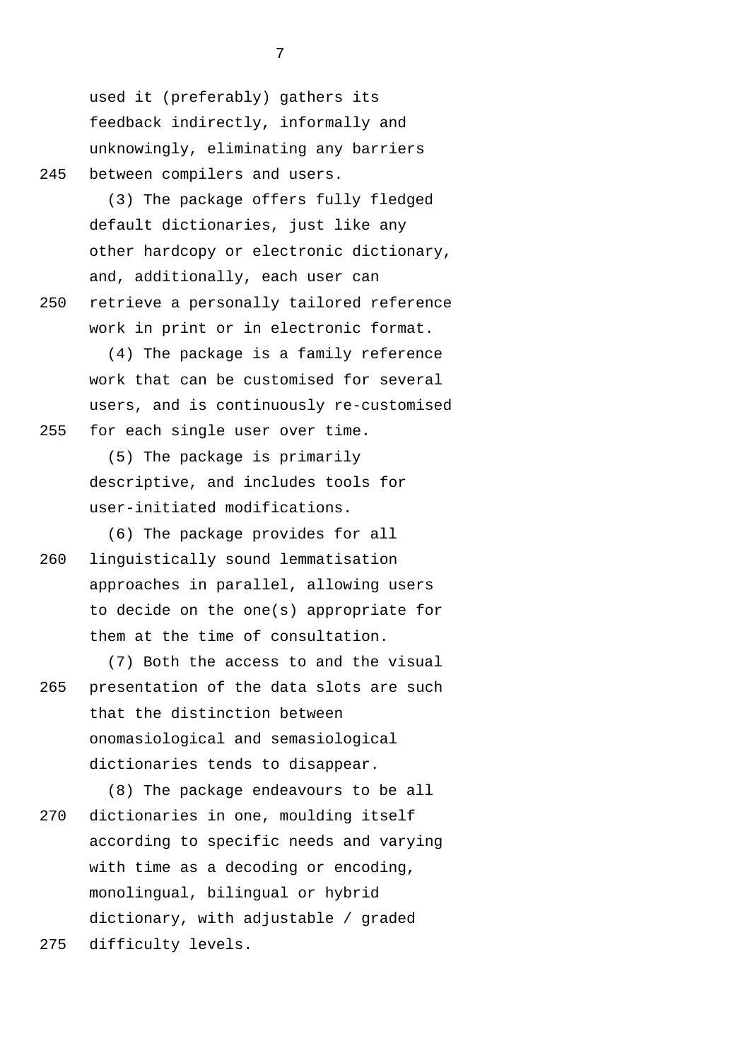used it (preferably) gathers its feedback indirectly, informally and unknowingly, eliminating any barriers between compilers and users.

(3) The package offers fully fledged default dictionaries, just like any other hardcopy or electronic dictionary, and, additionally, each user can retrieve a personally tailored reference work in print or in electronic format.

(4) The package is a family reference work that can be customised for several users, and is continuously re-customised for each single user over time.

(5) The package is primarily descriptive, and includes tools for user-initiated modifications.

(6) The package provides for all linguistically sound lemmatisation approaches in parallel, allowing users to decide on the one(s) appropriate for them at the time of consultation.

(7) Both the access to and the visual presentation of the data slots are such that the distinction between onomasiological and semasiological dictionaries tends to disappear.

(8) The package endeavours to be all dictionaries in one, moulding itself according to specific needs and varying with time as a decoding or encoding, monolingual, bilingual or hybrid dictionary, with adjustable / graded difficulty levels.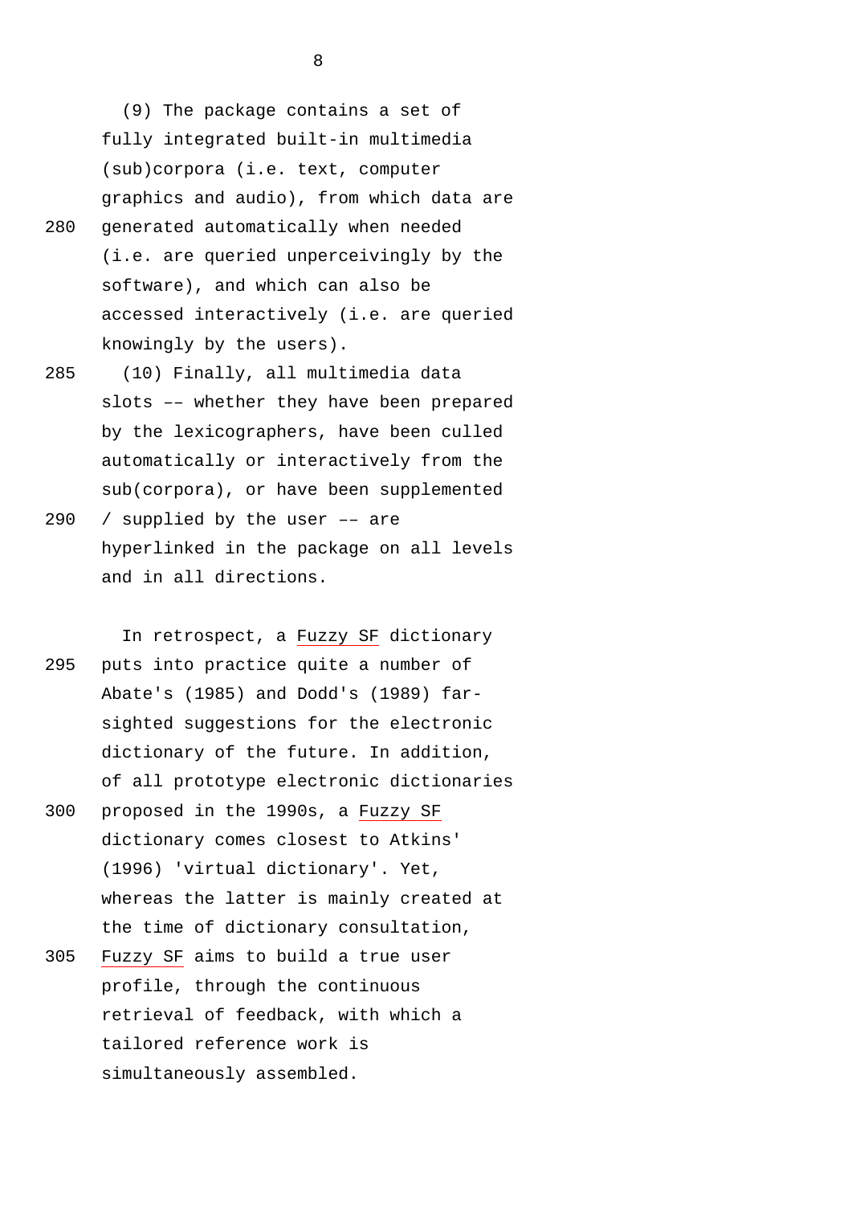(9) The package contains a set of fully integrated built-in multimedia (sub)corpora (i.e. text, computer graphics and audio), from which data are generated automatically when needed (i.e. are queried unperceivingly by the software), and which can also be accessed interactively (i.e. are queried knowingly by the users).

(10) Finally, all multimedia data slots –– whether they have been prepared by the lexicographers, have been culled automatically or interactively from the sub(corpora), or have been supplemented / supplied by the user –– are hyperlinked in the package on all levels and in all directions.

In retrospect, a Fuzzy SF dictionary puts into practice quite a number of Abate's (1985) and Dodd's (1989) far-sighted suggestions for the electronic dictionary of the future. In addition, of all prototype electronic dictionaries proposed in the 1990s, a Fuzzy SF dictionary comes closest to Atkins' (1996) 'virtual dictionary'. Yet, whereas the latter is mainly created at the time of dictionary consultation, Fuzzy SF aims to build a true user profile, through the continuous retrieval of feedback, with which a tailored reference work is simultaneously assembled.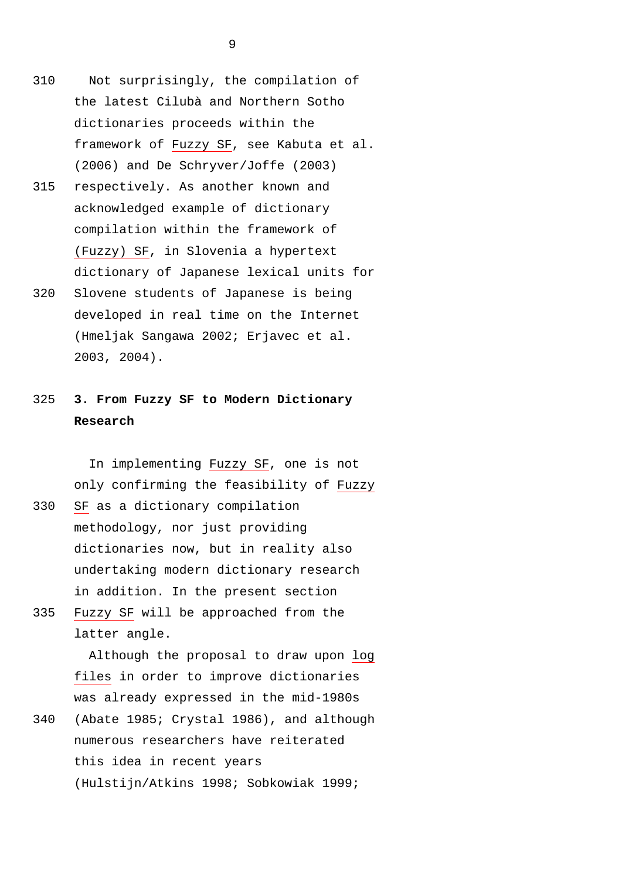Not surprisingly, the compilation of the latest Cilubà and Northern Sotho dictionaries proceeds within the framework of Fuzzy SF, see Kabuta et al. (2006) and De Schryver/Joffe (2003) respectively. As another known and acknowledged example of dictionary compilation within the framework of (Fuzzy) SF, in Slovenia a hypertext dictionary of Japanese lexical units for Slovene students of Japanese is being developed in real time on the Internet (Hmeljak Sangawa 2002; Erjavec et al. 2003, 2004).

## 3. From Fuzzy SF to Modern Dictionary Research

In implementing Fuzzy SF, one is not only confirming the feasibility of Fuzzy SF as a dictionary compilation methodology, nor just providing dictionaries now, but in reality also undertaking modern dictionary research in addition. In the present section Fuzzy SF will be approached from the latter angle.

Although the proposal to draw upon log files in order to improve dictionaries was already expressed in the mid-1980s (Abate 1985; Crystal 1986), and although numerous researchers have reiterated this idea in recent years (Hulstijn/Atkins 1998; Sobkowiak 1999;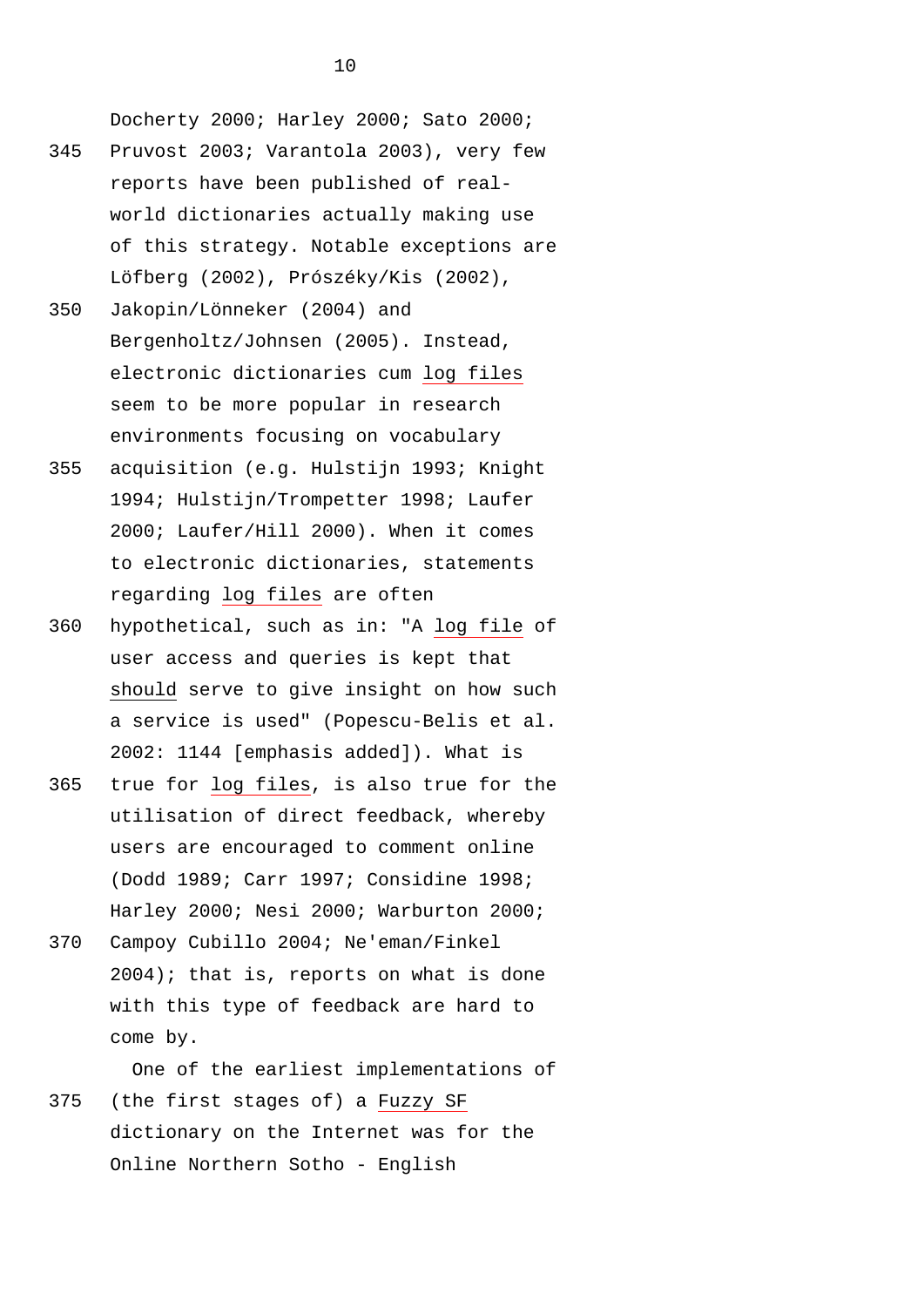Docherty 2000; Harley 2000; Sato 2000; Pruvost 2003; Varantola 2003), very few reports have been published of real-world dictionaries actually making use of this strategy. Notable exceptions are Löfberg (2002), Prószéky/Kis (2002), Jakopin/Lönneker (2004) and Bergenholtz/Johnsen (2005). Instead, electronic dictionaries cum log files seem to be more popular in research environments focusing on vocabulary acquisition (e.g. Hulstijn 1993; Knight 1994; Hulstijn/Trompetter 1998; Laufer 2000; Laufer/Hill 2000). When it comes to electronic dictionaries, statements regarding log files are often hypothetical, such as in: "A log file of user access and queries is kept that should serve to give insight on how such a service is used" (Popescu-Belis et al. 2002: 1144 [emphasis added]). What is true for log files, is also true for the utilisation of direct feedback, whereby users are encouraged to comment online (Dodd 1989; Carr 1997; Considine 1998; Harley 2000; Nesi 2000; Warburton 2000; Campoy Cubillo 2004; Ne'eman/Finkel 2004); that is, reports on what is done with this type of feedback are hard to come by.

One of the earliest implementations of (the first stages of) a Fuzzy SF dictionary on the Internet was for the Online Northern Sotho - English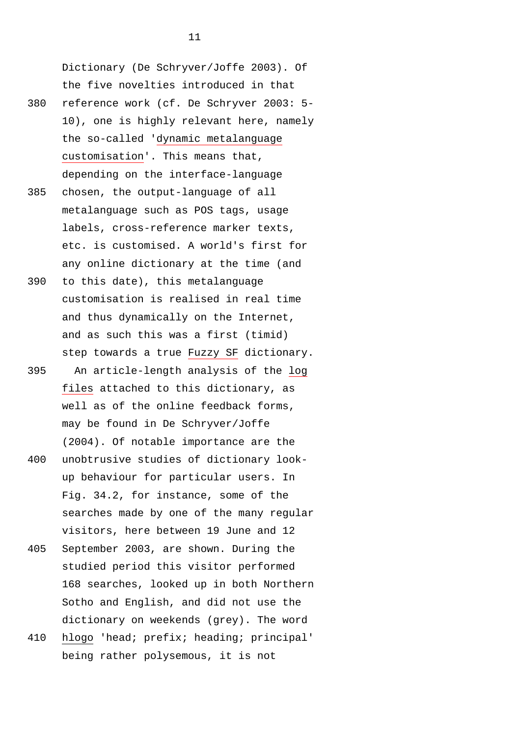Dictionary (De Schryver/Joffe 2003). Of the five novelties introduced in that reference work (cf. De Schryver 2003: 5-10), one is highly relevant here, namely the so-called 'dynamic metalanguage customisation'. This means that, depending on the interface-language chosen, the output-language of all metalanguage such as POS tags, usage labels, cross-reference marker texts, etc. is customised. A world's first for any online dictionary at the time (and to this date), this metalanguage customisation is realised in real time and thus dynamically on the Internet, and as such this was a first (timid) step towards a true Fuzzy SF dictionary.

An article-length analysis of the log files attached to this dictionary, as well as of the online feedback forms, may be found in De Schryver/Joffe (2004). Of notable importance are the unobtrusive studies of dictionary look-up behaviour for particular users. In Fig. 34.2, for instance, some of the searches made by one of the many regular visitors, here between 19 June and 12 September 2003, are shown. During the studied period this visitor performed 168 searches, looked up in both Northern Sotho and English, and did not use the dictionary on weekends (grey). The word hlogo 'head; prefix; heading; principal' being rather polysemous, it is not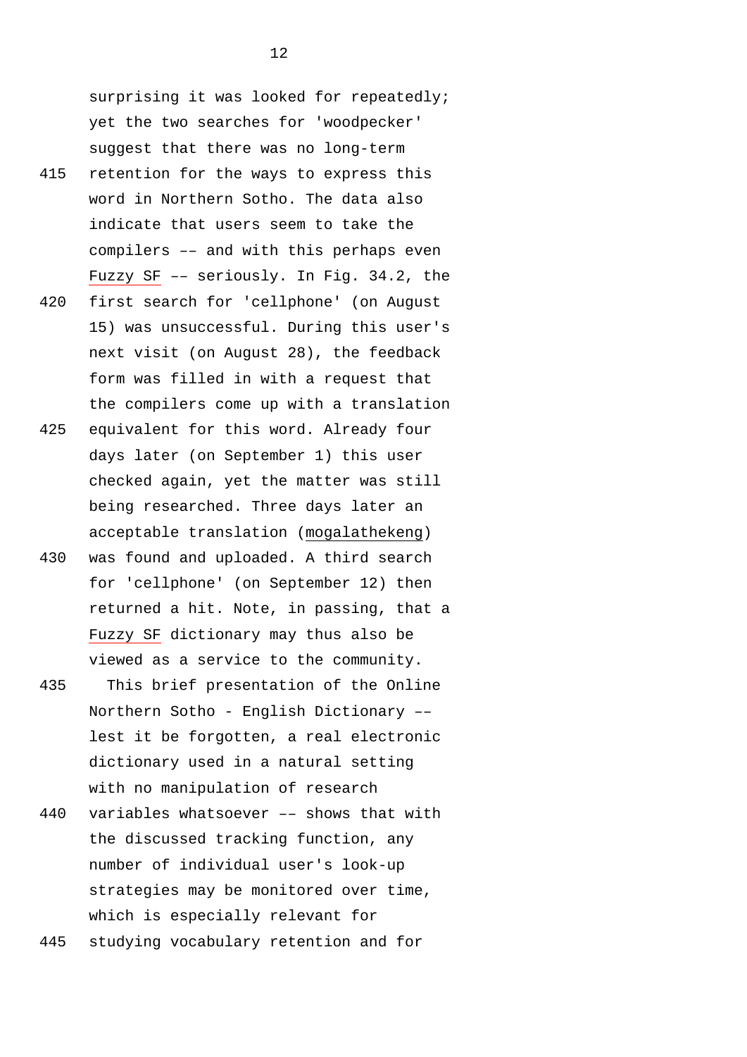surprising it was looked for repeatedly; yet the two searches for 'woodpecker' suggest that there was no long-term retention for the ways to express this word in Northern Sotho. The data also indicate that users seem to take the compilers –– and with this perhaps even Fuzzy SF –– seriously. In Fig. 34.2, the first search for 'cellphone' (on August 15) was unsuccessful. During this user's next visit (on August 28), the feedback form was filled in with a request that the compilers come up with a translation equivalent for this word. Already four days later (on September 1) this user checked again, yet the matter was still being researched. Three days later an acceptable translation (mogalathekeng) was found and uploaded. A third search for 'cellphone' (on September 12) then returned a hit. Note, in passing, that a Fuzzy SF dictionary may thus also be viewed as a service to the community.

This brief presentation of the Online Northern Sotho - English Dictionary –– lest it be forgotten, a real electronic dictionary used in a natural setting with no manipulation of research variables whatsoever –– shows that with the discussed tracking function, any number of individual user's look-up strategies may be monitored over time, which is especially relevant for studying vocabulary retention and for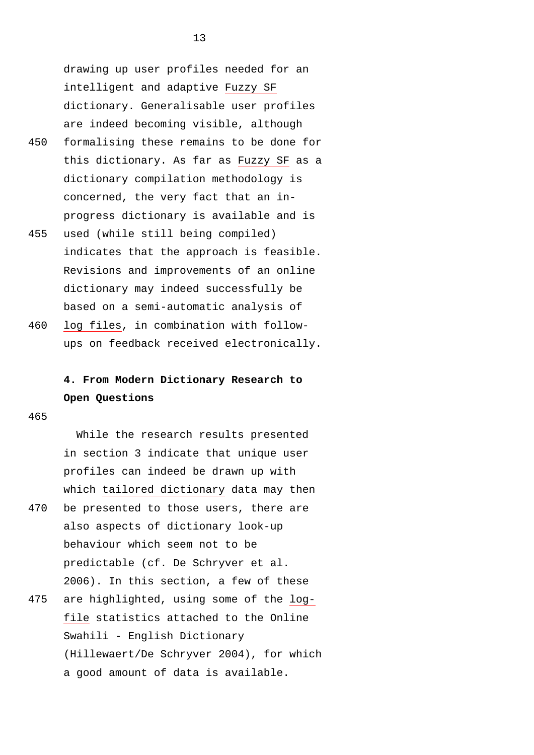drawing up user profiles needed for an intelligent and adaptive Fuzzy SF dictionary. Generalisable user profiles are indeed becoming visible, although formalising these remains to be done for this dictionary. As far as Fuzzy SF as a dictionary compilation methodology is concerned, the very fact that an in-progress dictionary is available and is used (while still being compiled) indicates that the approach is feasible. Revisions and improvements of an online dictionary may indeed successfully be based on a semi-automatic analysis of log files, in combination with follow-ups on feedback received electronically.

## 4. From Modern Dictionary Research to Open Questions

While the research results presented in section 3 indicate that unique user profiles can indeed be drawn up with which tailored dictionary data may then be presented to those users, there are also aspects of dictionary look-up behaviour which seem not to be predictable (cf. De Schryver et al. 2006). In this section, a few of these are highlighted, using some of the log-file statistics attached to the Online Swahili - English Dictionary (Hillewaert/De Schryver 2004), for which a good amount of data is available.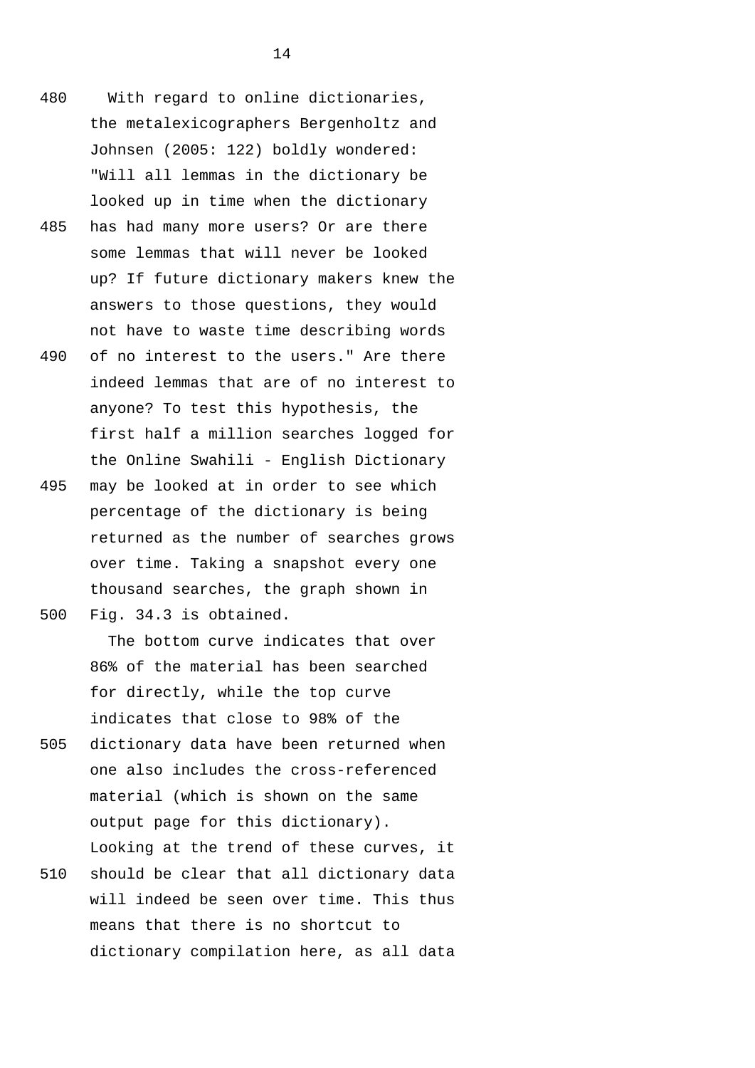With regard to online dictionaries, the metalexicographers Bergenholtz and Johnsen (2005: 122) boldly wondered: "Will all lemmas in the dictionary be looked up in time when the dictionary has had many more users? Or are there some lemmas that will never be looked up? If future dictionary makers knew the answers to those questions, they would not have to waste time describing words of no interest to the users." Are there indeed lemmas that are of no interest to anyone? To test this hypothesis, the first half a million searches logged for the Online Swahili - English Dictionary may be looked at in order to see which percentage of the dictionary is being returned as the number of searches grows over time. Taking a snapshot every one thousand searches, the graph shown in Fig. 34.3 is obtained.

The bottom curve indicates that over 86% of the material has been searched for directly, while the top curve indicates that close to 98% of the dictionary data have been returned when one also includes the cross-referenced material (which is shown on the same output page for this dictionary). Looking at the trend of these curves, it should be clear that all dictionary data will indeed be seen over time. This thus means that there is no shortcut to dictionary compilation here, as all data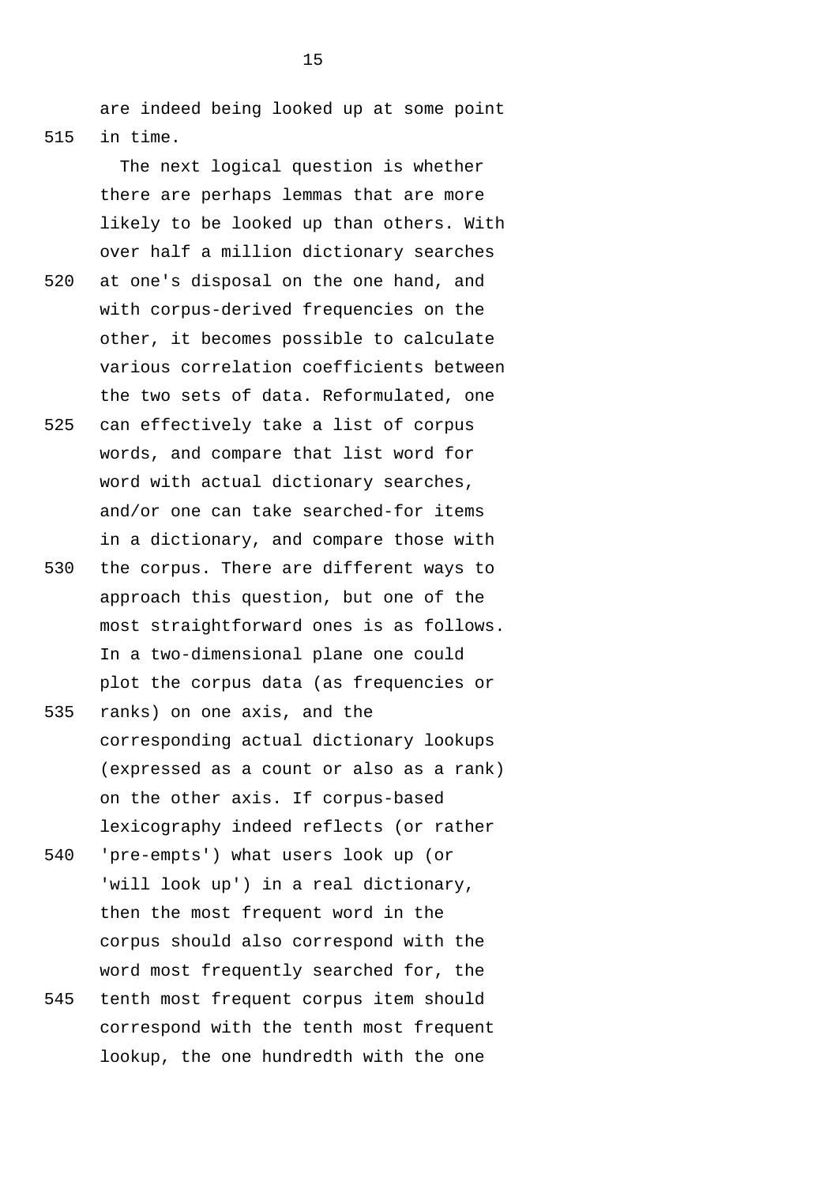are indeed being looked up at some point in time.

The next logical question is whether there are perhaps lemmas that are more likely to be looked up than others. With over half a million dictionary searches at one's disposal on the one hand, and with corpus-derived frequencies on the other, it becomes possible to calculate various correlation coefficients between the two sets of data. Reformulated, one can effectively take a list of corpus words, and compare that list word for word with actual dictionary searches, and/or one can take searched-for items in a dictionary, and compare those with the corpus. There are different ways to approach this question, but one of the most straightforward ones is as follows. In a two-dimensional plane one could plot the corpus data (as frequencies or ranks) on one axis, and the corresponding actual dictionary lookups (expressed as a count or also as a rank) on the other axis. If corpus-based lexicography indeed reflects (or rather 'pre-empts') what users look up (or 'will look up') in a real dictionary, then the most frequent word in the corpus should also correspond with the word most frequently searched for, the tenth most frequent corpus item should correspond with the tenth most frequent lookup, the one hundredth with the one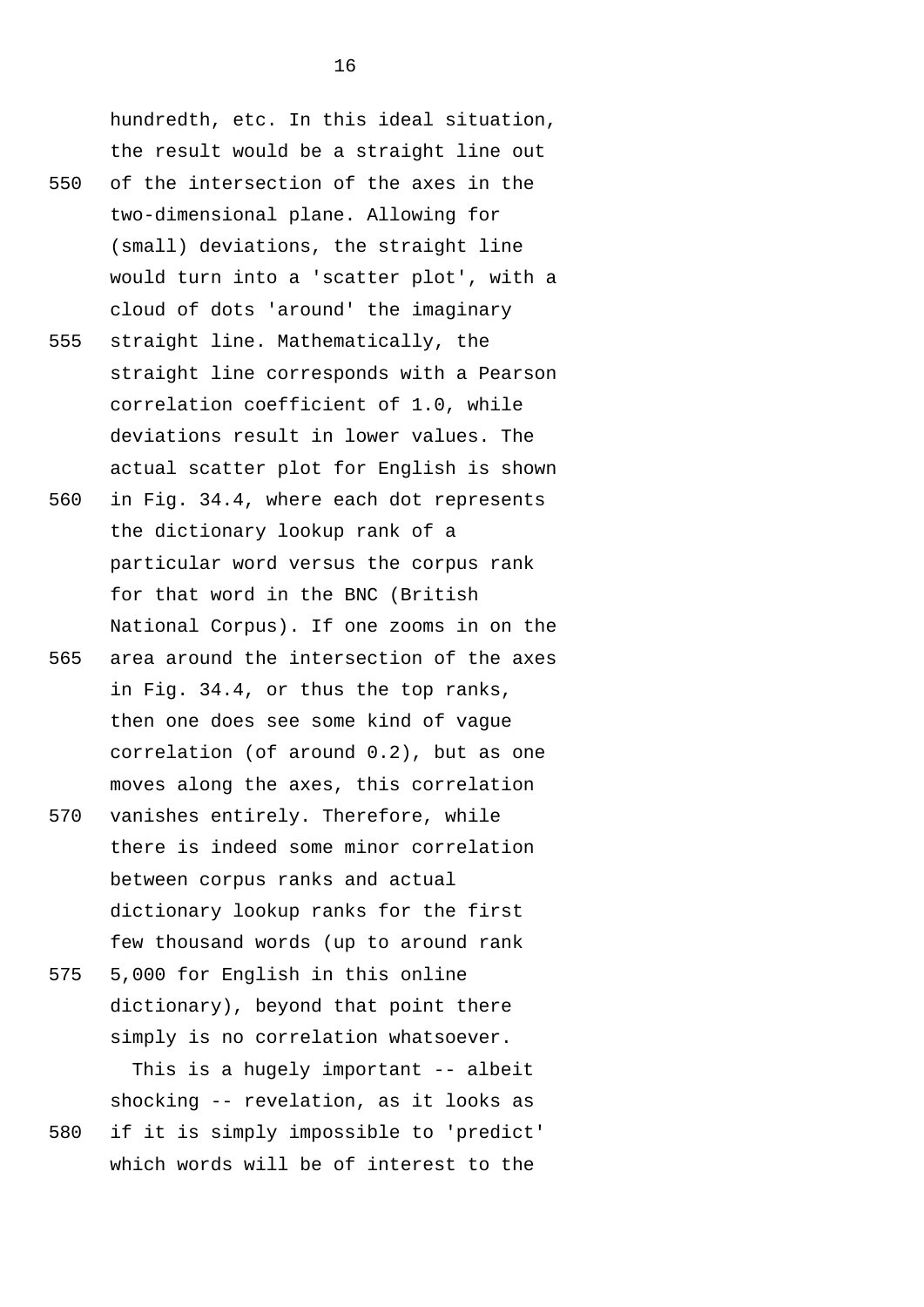hundredth, etc. In this ideal situation, the result would be a straight line out of the intersection of the axes in the two-dimensional plane. Allowing for (small) deviations, the straight line would turn into a 'scatter plot', with a cloud of dots 'around' the imaginary straight line. Mathematically, the straight line corresponds with a Pearson correlation coefficient of 1.0, while deviations result in lower values. The actual scatter plot for English is shown in Fig. 34.4, where each dot represents the dictionary lookup rank of a particular word versus the corpus rank for that word in the BNC (British National Corpus). If one zooms in on the area around the intersection of the axes in Fig. 34.4, or thus the top ranks, then one does see some kind of vague correlation (of around 0.2), but as one moves along the axes, this correlation vanishes entirely. Therefore, while there is indeed some minor correlation between corpus ranks and actual dictionary lookup ranks for the first few thousand words (up to around rank 5,000 for English in this online dictionary), beyond that point there simply is no correlation whatsoever.

This is a hugely important -- albeit shocking -- revelation, as it looks as if it is simply impossible to 'predict' which words will be of interest to the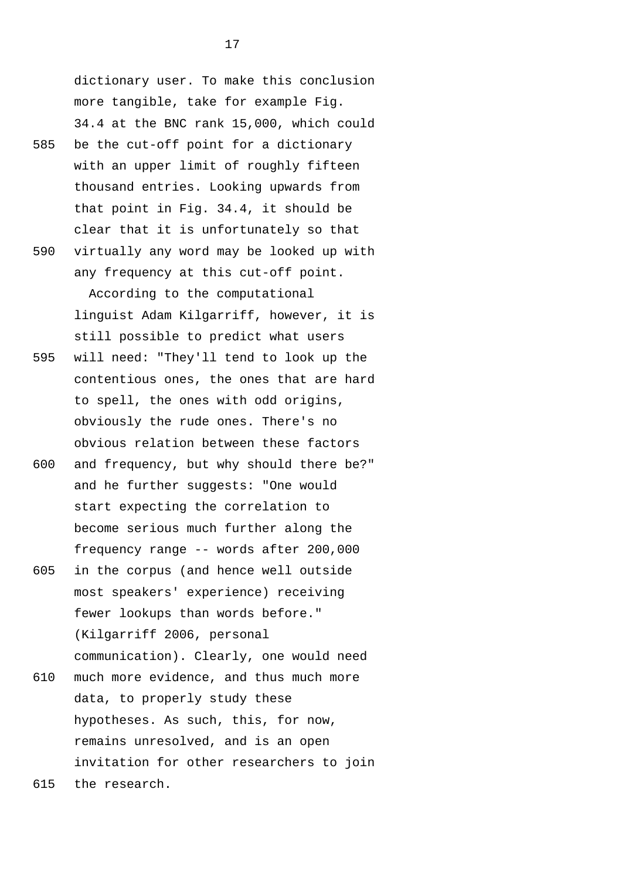dictionary user. To make this conclusion more tangible, take for example Fig. 34.4 at the BNC rank 15,000, which could be the cut-off point for a dictionary with an upper limit of roughly fifteen thousand entries. Looking upwards from that point in Fig. 34.4, it should be clear that it is unfortunately so that virtually any word may be looked up with any frequency at this cut-off point.

According to the computational linguist Adam Kilgarriff, however, it is still possible to predict what users will need: "They'll tend to look up the contentious ones, the ones that are hard to spell, the ones with odd origins, obviously the rude ones. There's no obvious relation between these factors and frequency, but why should there be?" and he further suggests: "One would start expecting the correlation to become serious much further along the frequency range -- words after 200,000 in the corpus (and hence well outside most speakers' experience) receiving fewer lookups than words before." (Kilgarriff 2006, personal communication). Clearly, one would need much more evidence, and thus much more data, to properly study these hypotheses. As such, this, for now, remains unresolved, and is an open invitation for other researchers to join the research.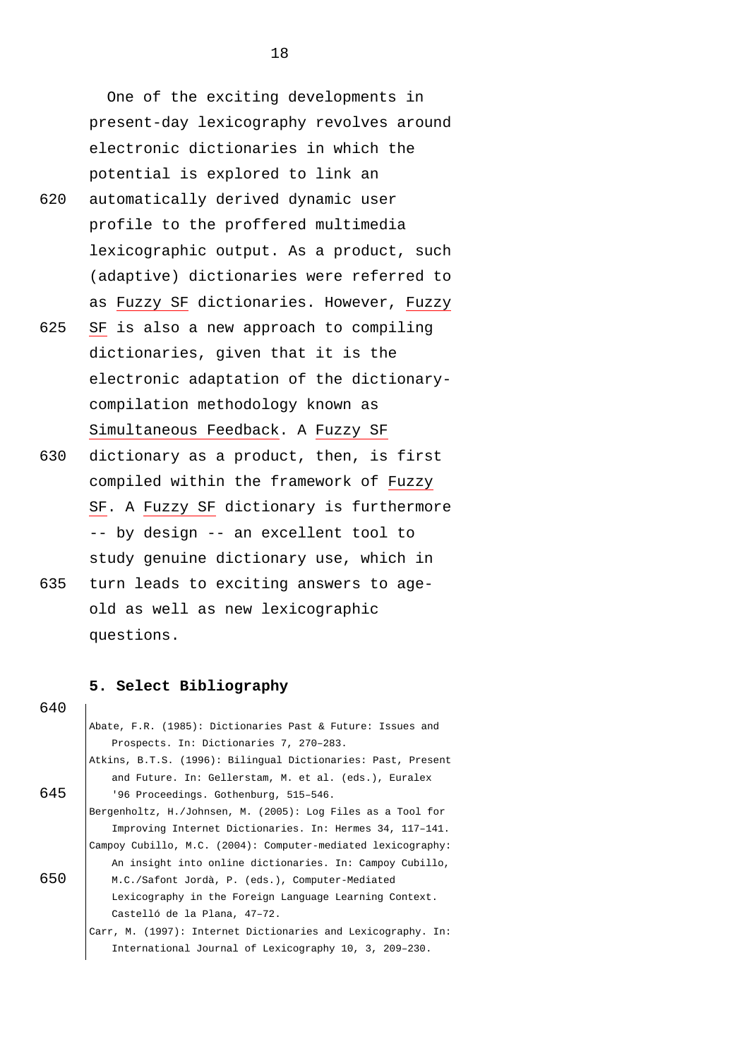One of the exciting developments in present-day lexicography revolves around electronic dictionaries in which the potential is explored to link an automatically derived dynamic user profile to the proffered multimedia lexicographic output. As a product, such (adaptive) dictionaries were referred to as Fuzzy SF dictionaries. However, Fuzzy SF is also a new approach to compiling dictionaries, given that it is the electronic adaptation of the dictionary-compilation methodology known as Simultaneous Feedback. A Fuzzy SF dictionary as a product, then, is first compiled within the framework of Fuzzy SF. A Fuzzy SF dictionary is furthermore -- by design -- an excellent tool to study genuine dictionary use, which in turn leads to exciting answers to age-old as well as new lexicographic questions.

## 5. Select Bibliography

Abate, F.R. (1985): Dictionaries Past & Future: Issues and Prospects. In: Dictionaries 7, 270–283.

Atkins, B.T.S. (1996): Bilingual Dictionaries: Past, Present and Future. In: Gellerstam, M. et al. (eds.), Euralex '96 Proceedings. Gothenburg, 515–546.

Bergenholtz, H./Johnsen, M. (2005): Log Files as a Tool for Improving Internet Dictionaries. In: Hermes 34, 117–141.

Campoy Cubillo, M.C. (2004): Computer-mediated lexicography: An insight into online dictionaries. In: Campoy Cubillo, M.C./Safont Jordà, P. (eds.), Computer-Mediated Lexicography in the Foreign Language Learning Context. Castelló de la Plana, 47–72.

Carr, M. (1997): Internet Dictionaries and Lexicography. In: International Journal of Lexicography 10, 3, 209–230.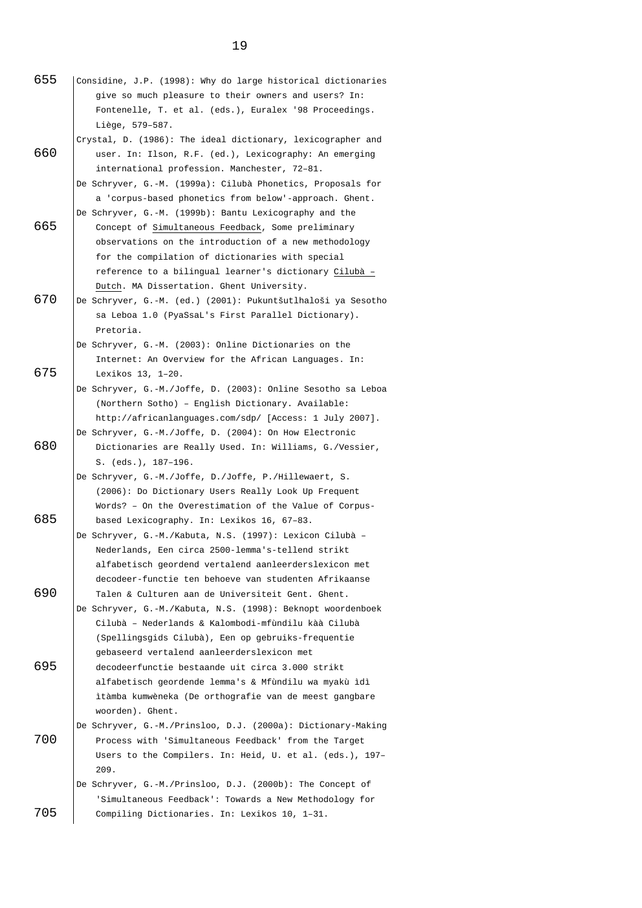Considine, J.P. (1998): Why do large historical dictionaries give so much pleasure to their owners and users? In: Fontenelle, T. et al. (eds.), Euralex '98 Proceedings. Liège, 579–587.

Crystal, D. (1986): The ideal dictionary, lexicographer and user. In: Ilson, R.F. (ed.), Lexicography: An emerging international profession. Manchester, 72–81.

De Schryver, G.-M. (1999a): Cilubà Phonetics, Proposals for a 'corpus-based phonetics from below'-approach. Ghent.

De Schryver, G.-M. (1999b): Bantu Lexicography and the Concept of Simultaneous Feedback, Some preliminary observations on the introduction of a new methodology for the compilation of dictionaries with special reference to a bilingual learner's dictionary Cilubà – Dutch. MA Dissertation. Ghent University.

De Schryver, G.-M. (ed.) (2001): Pukuntšutlhaloši ya Sesotho sa Leboa 1.0 (PyaSsaL's First Parallel Dictionary). Pretoria.

De Schryver, G.-M. (2003): Online Dictionaries on the Internet: An Overview for the African Languages. In: Lexikos 13, 1–20.

De Schryver, G.-M./Joffe, D. (2003): Online Sesotho sa Leboa (Northern Sotho) – English Dictionary. Available: http://africanlanguages.com/sdp/ [Access: 1 July 2007].

De Schryver, G.-M./Joffe, D. (2004): On How Electronic Dictionaries are Really Used. In: Williams, G./Vessier, S. (eds.), 187–196.

De Schryver, G.-M./Joffe, D./Joffe, P./Hillewaert, S. (2006): Do Dictionary Users Really Look Up Frequent Words? – On the Overestimation of the Value of Corpus-based Lexicography. In: Lexikos 16, 67–83.

De Schryver, G.-M./Kabuta, N.S. (1997): Lexicon Cilubà – Nederlands, Een circa 2500-lemma's-tellend strikt alfabetisch geordend vertalend aanleerderslexicon met decodeer-functie ten behoeve van studenten Afrikaanse Talen & Culturen aan de Universiteit Gent. Ghent.

De Schryver, G.-M./Kabuta, N.S. (1998): Beknopt woordenboek Cilubà – Nederlands & Kalombodi-mfùndilu kàà Cilubà (Spellingsgids Cilubà), Een op gebruiks-frequentie gebaseerd vertalend aanleerderslexicon met decodeerfunctie bestaande uit circa 3.000 strikt alfabetisch geordende lemma's & Mfùndilu wa myakù ìdì ìtàmba kumwèneka (De orthografie van de meest gangbare woorden). Ghent.

De Schryver, G.-M./Prinsloo, D.J. (2000a): Dictionary-Making Process with 'Simultaneous Feedback' from the Target Users to the Compilers. In: Heid, U. et al. (eds.), 197–209.

De Schryver, G.-M./Prinsloo, D.J. (2000b): The Concept of 'Simultaneous Feedback': Towards a New Methodology for Compiling Dictionaries. In: Lexikos 10, 1–31.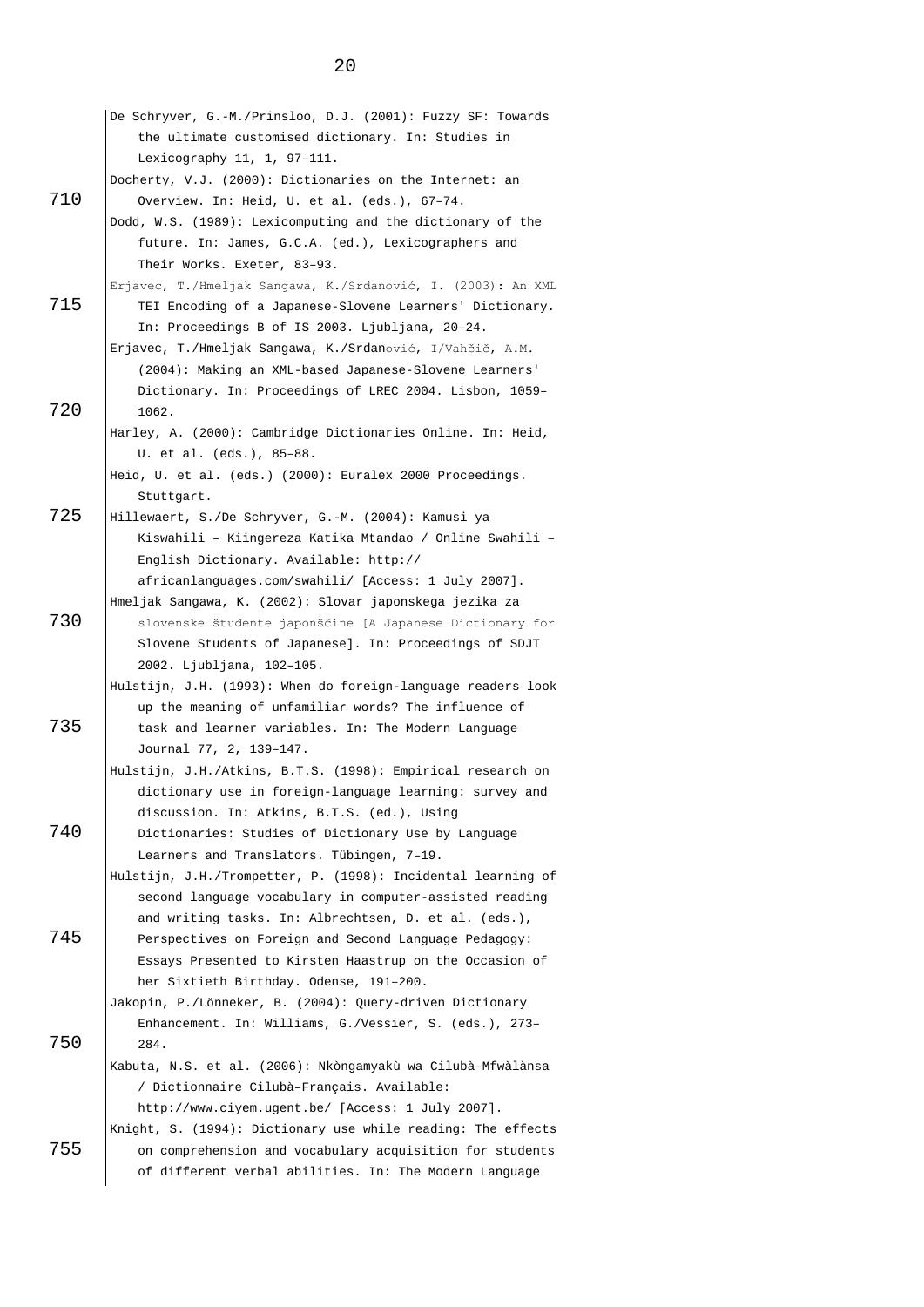De Schryver, G.-M./Prinsloo, D.J. (2001): Fuzzy SF: Towards the ultimate customised dictionary. In: Studies in Lexicography 11, 1, 97–111.

Docherty, V.J. (2000): Dictionaries on the Internet: an Overview. In: Heid, U. et al. (eds.), 67–74.

Dodd, W.S. (1989): Lexicomputing and the dictionary of the future. In: James, G.C.A. (ed.), Lexicographers and Their Works. Exeter, 83–93.

Erjavec, T./Hmeljak Sangawa, K./Srdanović, I. (2003): An XML TEI Encoding of a Japanese-Slovene Learners' Dictionary. In: Proceedings B of IS 2003. Ljubljana, 20–24.

Erjavec, T./Hmeljak Sangawa, K./Srdanović, I/Vahčič, A.M. (2004): Making an XML-based Japanese-Slovene Learners' Dictionary. In: Proceedings of LREC 2004. Lisbon, 1059–1062.

Harley, A. (2000): Cambridge Dictionaries Online. In: Heid, U. et al. (eds.), 85–88.

Heid, U. et al. (eds.) (2000): Euralex 2000 Proceedings. Stuttgart.

Hillewaert, S./De Schryver, G.-M. (2004): Kamusi ya Kiswahili – Kiingereza Katika Mtandao / Online Swahili – English Dictionary. Available: http://africanlanguages.com/swahili/ [Access: 1 July 2007].

Hmeljak Sangawa, K. (2002): Slovar japonskega jezika za slovenske študente japonščine [A Japanese Dictionary for Slovene Students of Japanese]. In: Proceedings of SDJT 2002. Ljubljana, 102–105.

Hulstijn, J.H. (1993): When do foreign-language readers look up the meaning of unfamiliar words? The influence of task and learner variables. In: The Modern Language Journal 77, 2, 139–147.

Hulstijn, J.H./Atkins, B.T.S. (1998): Empirical research on dictionary use in foreign-language learning: survey and discussion. In: Atkins, B.T.S. (ed.), Using Dictionaries: Studies of Dictionary Use by Language Learners and Translators. Tübingen, 7–19.

Hulstijn, J.H./Trompetter, P. (1998): Incidental learning of second language vocabulary in computer-assisted reading and writing tasks. In: Albrechtsen, D. et al. (eds.), Perspectives on Foreign and Second Language Pedagogy: Essays Presented to Kirsten Haastrup on the Occasion of her Sixtieth Birthday. Odense, 191–200.

Jakopin, P./Lönneker, B. (2004): Query-driven Dictionary Enhancement. In: Williams, G./Vessier, S. (eds.), 273–284.

Kabuta, N.S. et al. (2006): Nkòngamyakù wa Cilubà–Mfwàlànsa / Dictionnaire Cilubà–Français. Available: http://www.ciyem.ugent.be/ [Access: 1 July 2007].

Knight, S. (1994): Dictionary use while reading: The effects on comprehension and vocabulary acquisition for students of different verbal abilities. In: The Modern Language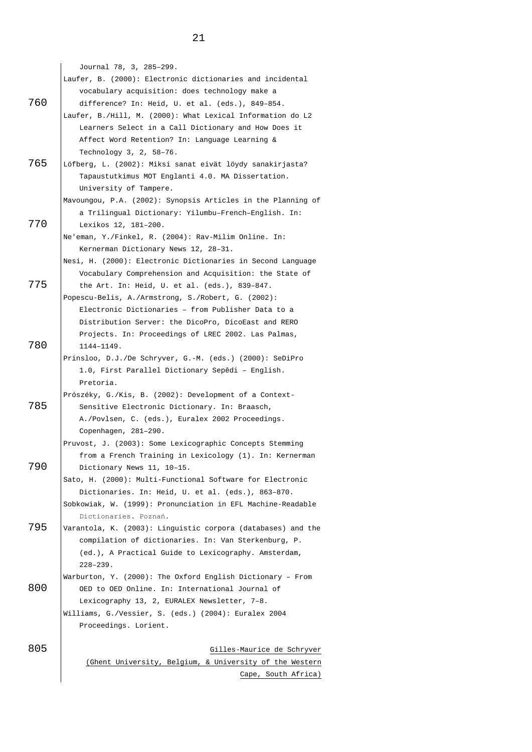Journal 78, 3, 285–299.

Laufer, B. (2000): Electronic dictionaries and incidental vocabulary acquisition: does technology make a difference? In: Heid, U. et al. (eds.), 849–854.

Laufer, B./Hill, M. (2000): What Lexical Information do L2 Learners Select in a Call Dictionary and How Does it Affect Word Retention? In: Language Learning & Technology 3, 2, 58–76.

Löfberg, L. (2002): Miksi sanat eivät löydy sanakirjasta? Tapaustutkimus MOT Englanti 4.0. MA Dissertation. University of Tampere.

Mavoungou, P.A. (2002): Synopsis Articles in the Planning of a Trilingual Dictionary: Yilumbu–French–English. In: Lexikos 12, 181–200.

Ne'eman, Y./Finkel, R. (2004): Rav-Milim Online. In: Kernerman Dictionary News 12, 28–31.

Nesi, H. (2000): Electronic Dictionaries in Second Language Vocabulary Comprehension and Acquisition: the State of the Art. In: Heid, U. et al. (eds.), 839–847.

Popescu-Belis, A./Armstrong, S./Robert, G. (2002): Electronic Dictionaries – from Publisher Data to a Distribution Server: the DicoPro, DicoEast and RERO Projects. In: Proceedings of LREC 2002. Las Palmas, 1144–1149.

Prinsloo, D.J./De Schryver, G.-M. (eds.) (2000): SeDiPro 1.0, First Parallel Dictionary Sepêdi – English. Pretoria.

Prószéky, G./Kis, B. (2002): Development of a Context-Sensitive Electronic Dictionary. In: Braasch, A./Povlsen, C. (eds.), Euralex 2002 Proceedings. Copenhagen, 281–290.

Pruvost, J. (2003): Some Lexicographic Concepts Stemming from a French Training in Lexicology (1). In: Kernerman Dictionary News 11, 10–15.

Sato, H. (2000): Multi-Functional Software for Electronic Dictionaries. In: Heid, U. et al. (eds.), 863–870.

Sobkowiak, W. (1999): Pronunciation in EFL Machine-Readable Dictionaries. Poznań.

Varantola, K. (2003): Linguistic corpora (databases) and the compilation of dictionaries. In: Van Sterkenburg, P. (ed.), A Practical Guide to Lexicography. Amsterdam, 228–239.

Warburton, Y. (2000): The Oxford English Dictionary – From OED to OED Online. In: International Journal of Lexicography 13, 2, EURALEX Newsletter, 7–8.

Williams, G./Vessier, S. (eds.) (2004): Euralex 2004 Proceedings. Lorient.

Gilles-Maurice de Schryver
(Ghent University, Belgium, & University of the Western Cape, South Africa)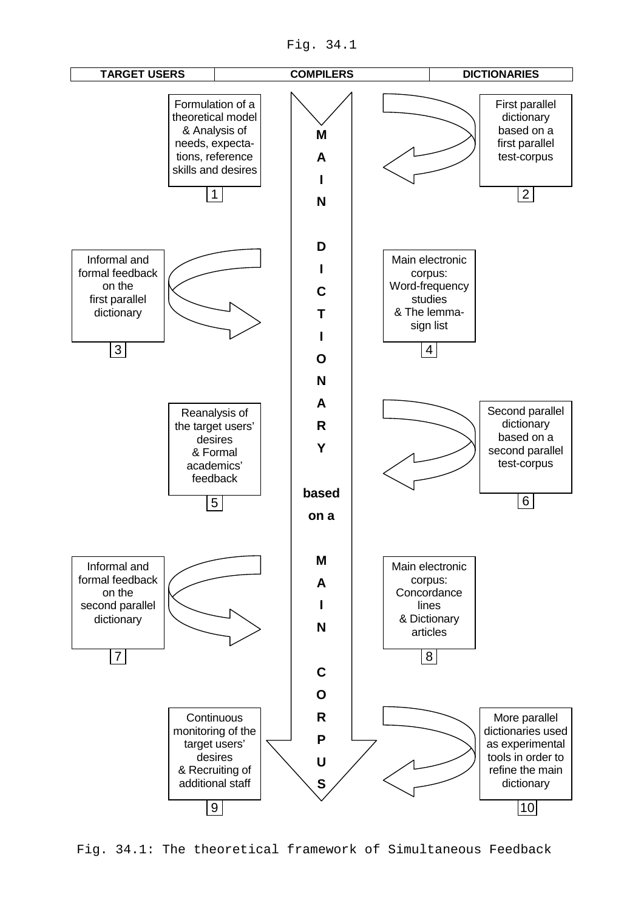Fig. 34.1

| TARGET USERS | COMPILERS | DICTIONARIES |
|---|---|---|

MAIN DICTIONARY based on a MAIN CORPUS

1. Formulation of a theoretical model & Analysis of needs, expectations, reference skills and desires
2. First parallel dictionary based on a first parallel test-corpus
3. Informal and formal feedback on the first parallel dictionary
4. Main electronic corpus: Word-frequency studies & The lemma-sign list
5. Reanalysis of the target users' desires & Formal academics' feedback
6. Second parallel dictionary based on a second parallel test-corpus
7. Informal and formal feedback on the second parallel dictionary
8. Main electronic corpus: Concordance lines & Dictionary articles
9. Continuous monitoring of the target users' desires & Recruiting of additional staff
10. More parallel dictionaries used as experimental tools in order to refine the main dictionary

Fig. 34.1: The theoretical framework of Simultaneous Feedback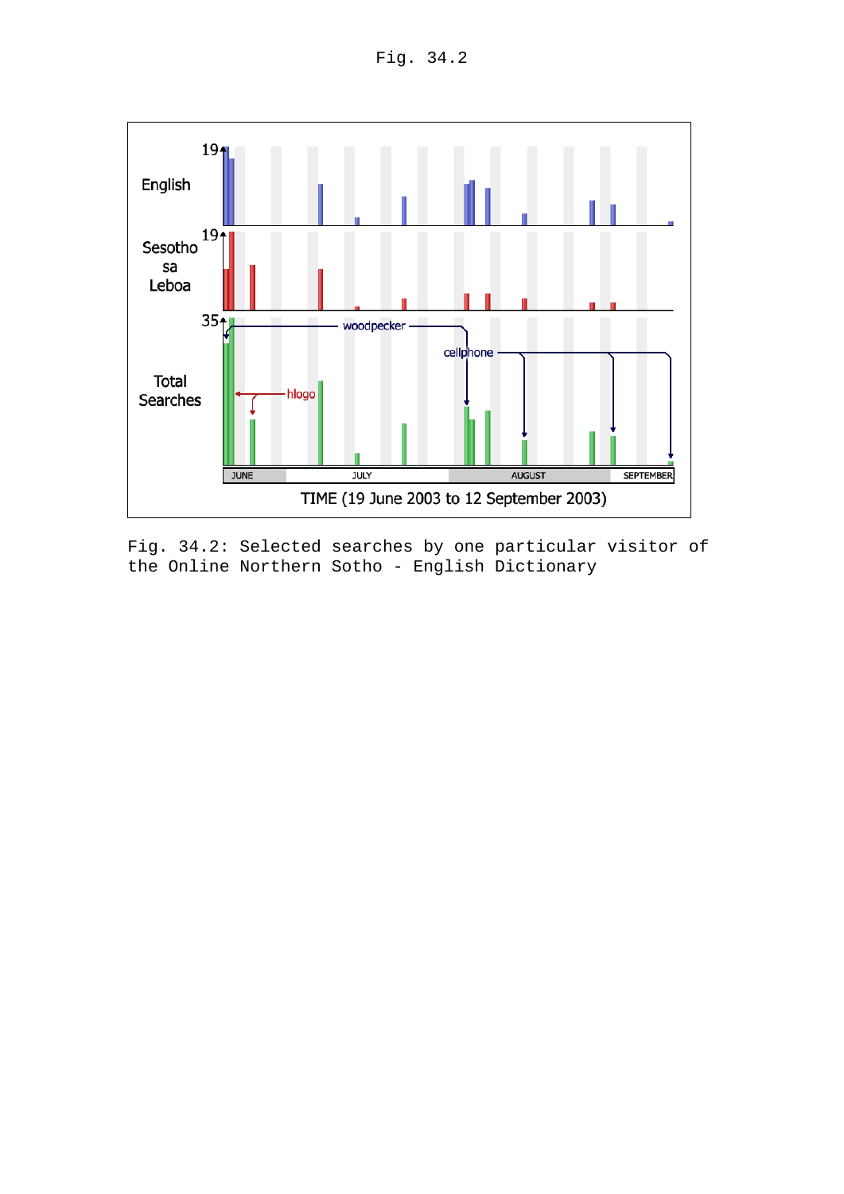Fig. 34.2

Fig. 34.2: Selected searches by one particular visitor of the Online Northern Sotho - English Dictionary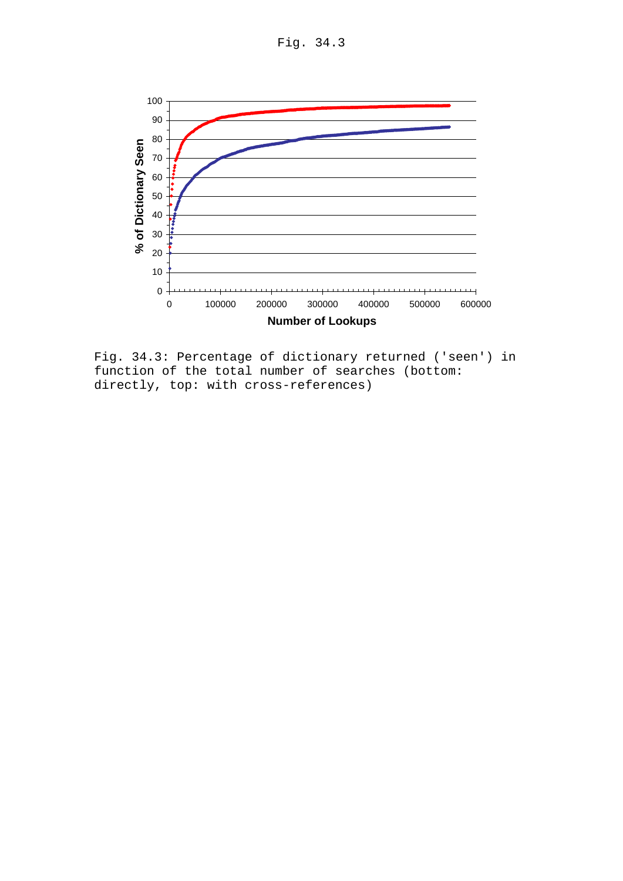Fig. 34.3

Fig. 34.3: Percentage of dictionary returned ('seen') in function of the total number of searches (bottom: directly, top: with cross-references)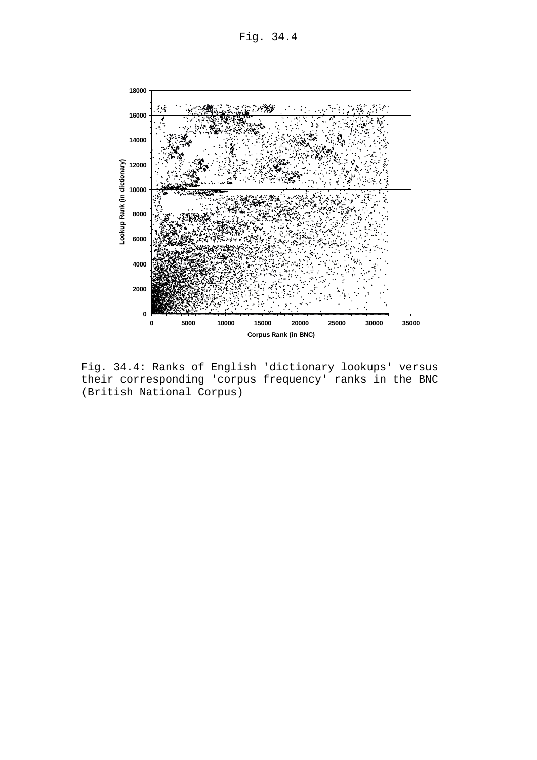Fig. 34.4

18000
16000
14000
12000
10000
8000
6000
4000
2000
0

Lookup Rank (in dictionary)

0
5000
10000
15000
20000
25000
30000
35000

Corpus Rank (in BNC)

Fig. 34.4: Ranks of English 'dictionary lookups' versus their corresponding 'corpus frequency' ranks in the BNC (British National Corpus)